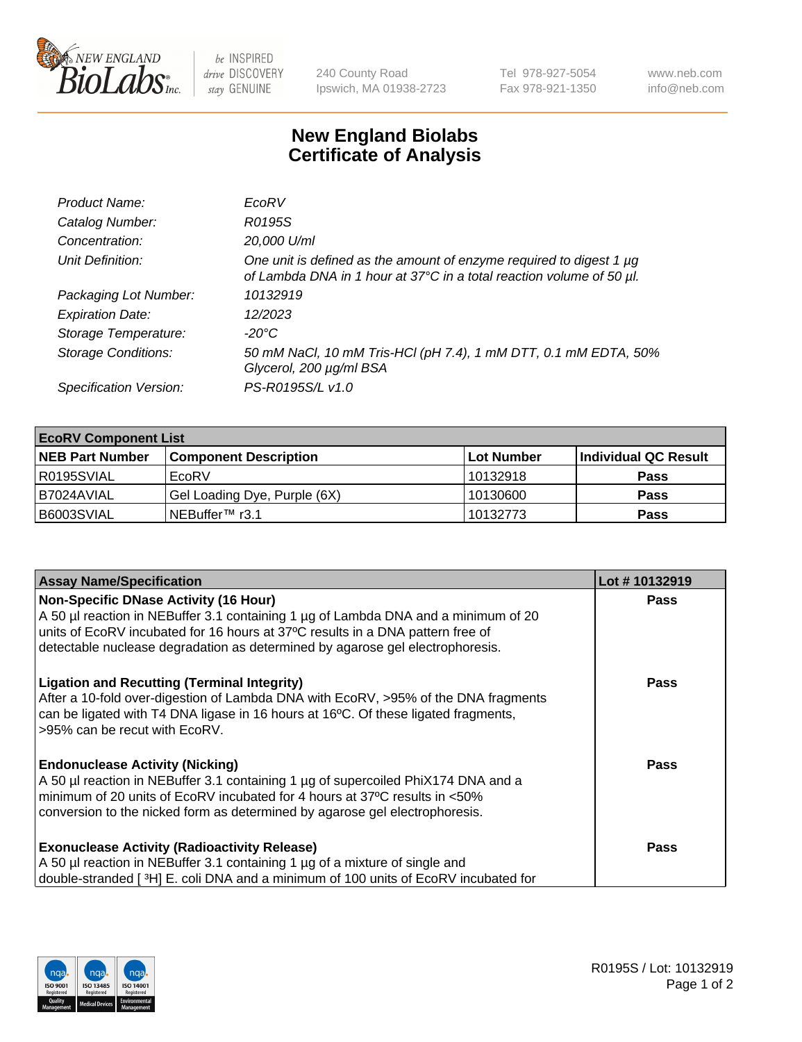# New England Biolabs
# Certificate of Analysis

| | |
|---|---|
| *Product Name:* | *EcoRV* |
| *Catalog Number:* | *R0195S* |
| *Concentration:* | *20,000 U/ml* |
| *Unit Definition:* | *One unit is defined as the amount of enzyme required to digest 1 µg of Lambda DNA in 1 hour at 37°C in a total reaction volume of 50 µl.* |
| *Packaging Lot Number:* | *10132919* |
| *Expiration Date:* | *12/2023* |
| *Storage Temperature:* | *-20°C* |
| *Storage Conditions:* | *50 mM NaCl, 10 mM Tris-HCl (pH 7.4), 1 mM DTT, 0.1 mM EDTA, 50% Glycerol, 200 µg/ml BSA* |
| *Specification Version:* | *PS-R0195S/L v1.0* |

| **EcoRV Component List** | | | |
|---|---|---|---|
| **NEB Part Number** | **Component Description** | **Lot Number** | **Individual QC Result** |
| R0195SVIAL | EcoRV | 10132918 | **Pass** |
| B7024AVIAL | Gel Loading Dye, Purple (6X) | 10130600 | **Pass** |
| B6003SVIAL | NEBuffer™ r3.1 | 10132773 | **Pass** |

| **Assay Name/Specification** | **Lot # 10132919** |
|---|---|
| **Non-Specific DNase Activity (16 Hour)**<br>A 50 µl reaction in NEBuffer 3.1 containing 1 µg of Lambda DNA and a minimum of 20 units of EcoRV incubated for 16 hours at 37ºC results in a DNA pattern free of detectable nuclease degradation as determined by agarose gel electrophoresis. | **Pass** |
| **Ligation and Recutting (Terminal Integrity)**<br>After a 10-fold over-digestion of Lambda DNA with EcoRV, >95% of the DNA fragments can be ligated with T4 DNA ligase in 16 hours at 16ºC. Of these ligated fragments, >95% can be recut with EcoRV. | **Pass** |
| **Endonuclease Activity (Nicking)**<br>A 50 µl reaction in NEBuffer 3.1 containing 1 µg of supercoiled PhiX174 DNA and a minimum of 20 units of EcoRV incubated for 4 hours at 37ºC results in <50% conversion to the nicked form as determined by agarose gel electrophoresis. | **Pass** |
| **Exonuclease Activity (Radioactivity Release)**<br>A 50 µl reaction in NEBuffer 3.1 containing 1 µg of a mixture of single and double-stranded [ $^{3}$H] E. coli DNA and a minimum of 100 units of EcoRV incubated for | **Pass** |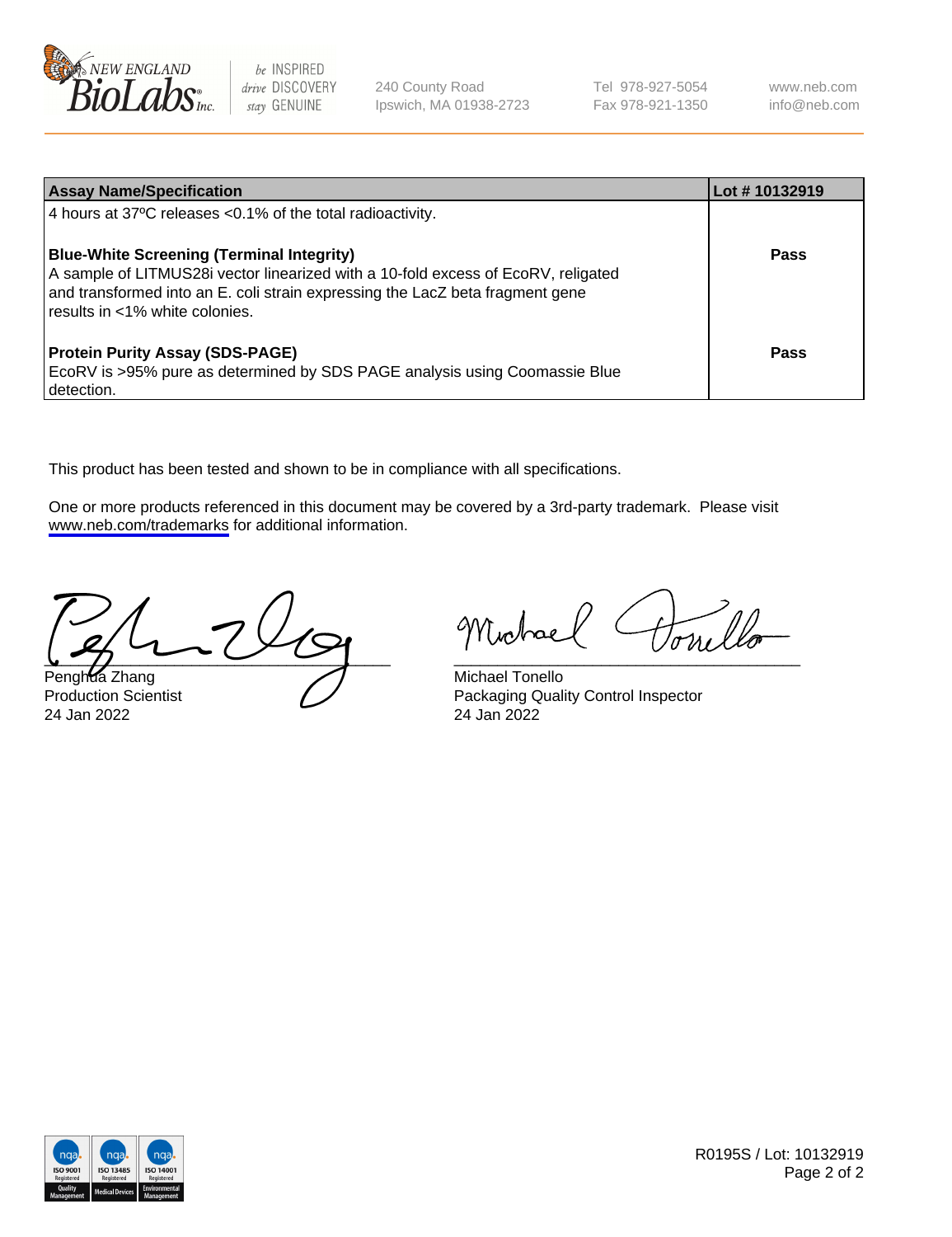NEW ENGLAND BioLabs Inc. — be INSPIRED drive DISCOVERY stay GENUINE

240 County Road
Ipswich, MA 01938-2723

Tel 978-927-5054
Fax 978-921-1350

www.neb.com
info@neb.com

| Assay Name/Specification | Lot # 10132919 |
| --- | --- |
| 4 hours at 37ºC releases <0.1% of the total radioactivity. | |
| **Blue-White Screening (Terminal Integrity)**<br>A sample of LITMUS28i vector linearized with a 10-fold excess of EcoRV, religated and transformed into an E. coli strain expressing the LacZ beta fragment gene results in <1% white colonies. | **Pass** |
| **Protein Purity Assay (SDS-PAGE)**<br>EcoRV is >95% pure as determined by SDS PAGE analysis using Coomassie Blue detection. | **Pass** |

This product has been tested and shown to be in compliance with all specifications.

One or more products referenced in this document may be covered by a 3rd-party trademark. Please visit www.neb.com/trademarks for additional information.

Penghua Zhang
Production Scientist
24 Jan 2022

Michael Tonello
Packaging Quality Control Inspector
24 Jan 2022

R0195S / Lot: 10132919